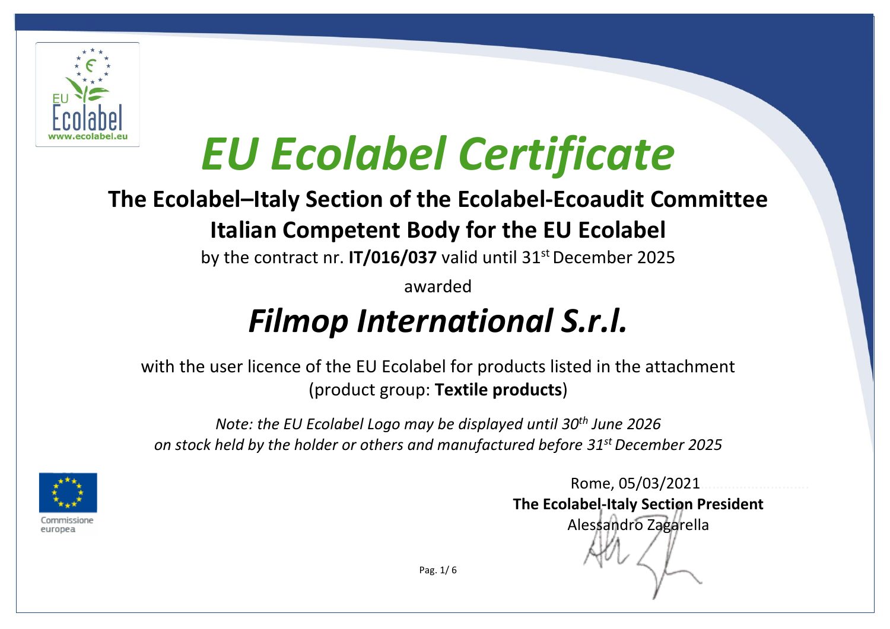# EU Ecolabel Certificate

## The Ecolabel–Italy Section of the Ecolabel-Ecoaudit Committee

## Italian Competent Body for the EU Ecolabel

by the contract nr. **IT/016/037** valid until 31st December 2025

awarded

## *Filmop International S.r.l.*

with the user licence of the EU Ecolabel for products listed in the attachment (product group: **Textile products**)

*Note: the EU Ecolabel Logo may be displayed until 30th June 2026 on stock held by the holder or others and manufactured before 31st December 2025*

Rome, 05/03/2021

**The Ecolabel-Italy Section President**

Alessandro Zagarella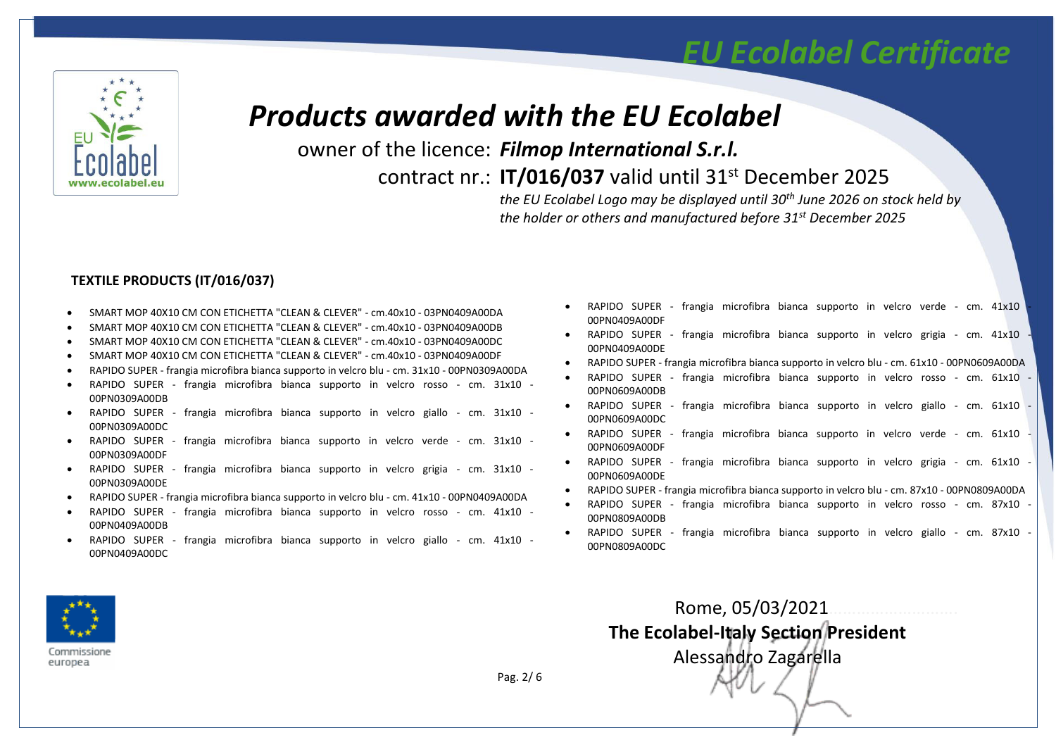# EU Ecolabel Certificate

## Products awarded with the EU Ecolabel

owner of the licence: ***Filmop International S.r.l.***

contract nr.: **IT/016/037** valid until 31st December 2025

*the EU Ecolabel Logo may be displayed until 30th June 2026 on stock held by the holder or others and manufactured before 31st December 2025*

**TEXTILE PRODUCTS (IT/016/037)**

- SMART MOP 40X10 CM CON ETICHETTA "CLEAN & CLEVER" - cm.40x10 - 03PN0409A00DA
- SMART MOP 40X10 CM CON ETICHETTA "CLEAN & CLEVER" - cm.40x10 - 03PN0409A00DB
- SMART MOP 40X10 CM CON ETICHETTA "CLEAN & CLEVER" - cm.40x10 - 03PN0409A00DC
- SMART MOP 40X10 CM CON ETICHETTA "CLEAN & CLEVER" - cm.40x10 - 03PN0409A00DF
- RAPIDO SUPER - frangia microfibra bianca supporto in velcro blu - cm. 31x10 - 00PN0309A00DA
- RAPIDO SUPER - frangia microfibra bianca supporto in velcro rosso - cm. 31x10 - 00PN0309A00DB
- RAPIDO SUPER - frangia microfibra bianca supporto in velcro giallo - cm. 31x10 - 00PN0309A00DC
- RAPIDO SUPER - frangia microfibra bianca supporto in velcro verde - cm. 31x10 - 00PN0309A00DF
- RAPIDO SUPER - frangia microfibra bianca supporto in velcro grigia - cm. 31x10 - 00PN0309A00DE
- RAPIDO SUPER - frangia microfibra bianca supporto in velcro blu - cm. 41x10 - 00PN0409A00DA
- RAPIDO SUPER - frangia microfibra bianca supporto in velcro rosso - cm. 41x10 - 00PN0409A00DB
- RAPIDO SUPER - frangia microfibra bianca supporto in velcro giallo - cm. 41x10 - 00PN0409A00DC
- RAPIDO SUPER - frangia microfibra bianca supporto in velcro verde - cm. 41x10 - 00PN0409A00DF
- RAPIDO SUPER - frangia microfibra bianca supporto in velcro grigia - cm. 41x10 - 00PN0409A00DE
- RAPIDO SUPER - frangia microfibra bianca supporto in velcro blu - cm. 61x10 - 00PN0609A00DA
- RAPIDO SUPER - frangia microfibra bianca supporto in velcro rosso - cm. 61x10 - 00PN0609A00DB
- RAPIDO SUPER - frangia microfibra bianca supporto in velcro giallo - cm. 61x10 - 00PN0609A00DC
- RAPIDO SUPER - frangia microfibra bianca supporto in velcro verde - cm. 61x10 - 00PN0609A00DF
- RAPIDO SUPER - frangia microfibra bianca supporto in velcro grigia - cm. 61x10 - 00PN0609A00DE
- RAPIDO SUPER - frangia microfibra bianca supporto in velcro blu - cm. 87x10 - 00PN0809A00DA
- RAPIDO SUPER - frangia microfibra bianca supporto in velcro rosso - cm. 87x10 - 00PN0809A00DB
- RAPIDO SUPER - frangia microfibra bianca supporto in velcro giallo - cm. 87x10 - 00PN0809A00DC

Commissione europea

Rome, 05/03/2021

**The Ecolabel-Italy Section President**

Alessandro Zagarella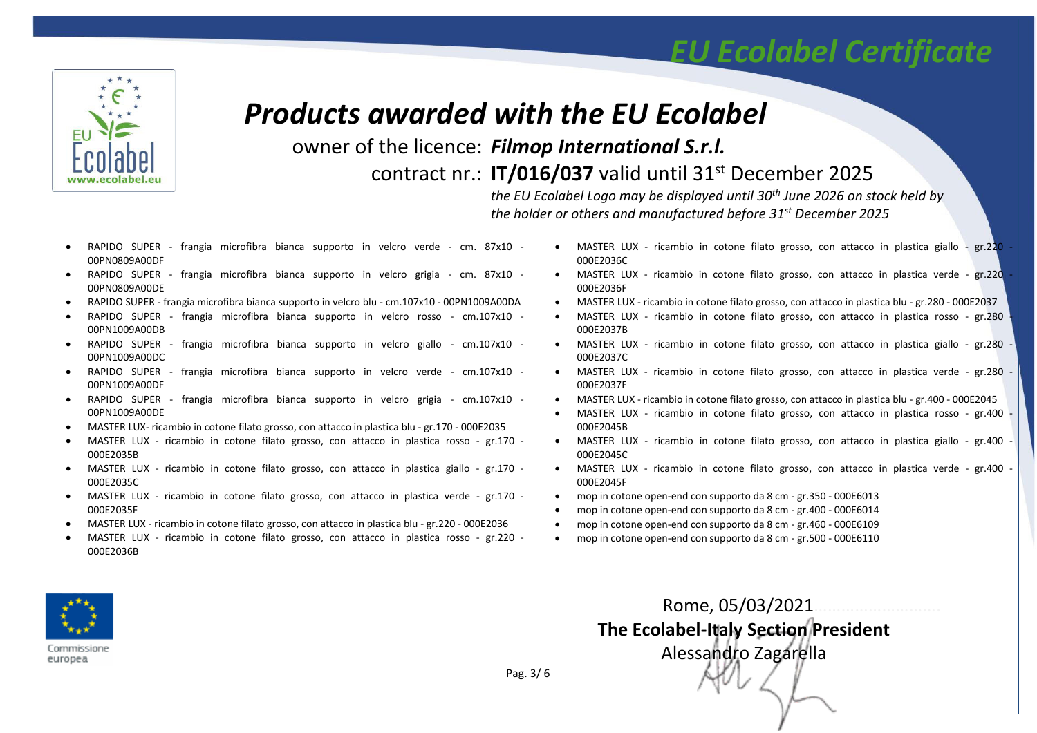# EU Ecolabel Certificate

## Products awarded with the EU Ecolabel

owner of the licence: ***Filmop International S.r.l.***

contract nr.: **IT/016/037** valid until 31st December 2025

*the EU Ecolabel Logo may be displayed until 30th June 2026 on stock held by the holder or others and manufactured before 31st December 2025*

- RAPIDO SUPER - frangia microfibra bianca supporto in velcro verde - cm. 87x10 - 00PN0809A00DF
- RAPIDO SUPER - frangia microfibra bianca supporto in velcro grigia - cm. 87x10 - 00PN0809A00DE
- RAPIDO SUPER - frangia microfibra bianca supporto in velcro blu - cm.107x10 - 00PN1009A00DA
- RAPIDO SUPER - frangia microfibra bianca supporto in velcro rosso - cm.107x10 - 00PN1009A00DB
- RAPIDO SUPER - frangia microfibra bianca supporto in velcro giallo - cm.107x10 - 00PN1009A00DC
- RAPIDO SUPER - frangia microfibra bianca supporto in velcro verde - cm.107x10 - 00PN1009A00DF
- RAPIDO SUPER - frangia microfibra bianca supporto in velcro grigia - cm.107x10 - 00PN1009A00DE
- MASTER LUX- ricambio in cotone filato grosso, con attacco in plastica blu - gr.170 - 000E2035
- MASTER LUX - ricambio in cotone filato grosso, con attacco in plastica rosso - gr.170 - 000E2035B
- MASTER LUX - ricambio in cotone filato grosso, con attacco in plastica giallo - gr.170 - 000E2035C
- MASTER LUX - ricambio in cotone filato grosso, con attacco in plastica verde - gr.170 - 000E2035F
- MASTER LUX - ricambio in cotone filato grosso, con attacco in plastica blu - gr.220 - 000E2036
- MASTER LUX - ricambio in cotone filato grosso, con attacco in plastica rosso - gr.220 - 000E2036B
- MASTER LUX - ricambio in cotone filato grosso, con attacco in plastica giallo - gr.220 - 000E2036C
- MASTER LUX - ricambio in cotone filato grosso, con attacco in plastica verde - gr.220 - 000E2036F
- MASTER LUX - ricambio in cotone filato grosso, con attacco in plastica blu - gr.280 - 000E2037
- MASTER LUX - ricambio in cotone filato grosso, con attacco in plastica rosso - gr.280 - 000E2037B
- MASTER LUX - ricambio in cotone filato grosso, con attacco in plastica giallo - gr.280 - 000E2037C
- MASTER LUX - ricambio in cotone filato grosso, con attacco in plastica verde - gr.280 - 000E2037F
- MASTER LUX - ricambio in cotone filato grosso, con attacco in plastica blu - gr.400 - 000E2045
- MASTER LUX - ricambio in cotone filato grosso, con attacco in plastica rosso - gr.400 - 000E2045B
- MASTER LUX - ricambio in cotone filato grosso, con attacco in plastica giallo - gr.400 - 000E2045C
- MASTER LUX - ricambio in cotone filato grosso, con attacco in plastica verde - gr.400 - 000E2045F
- mop in cotone open-end con supporto da 8 cm - gr.350 - 000E6013
- mop in cotone open-end con supporto da 8 cm - gr.400 - 000E6014
- mop in cotone open-end con supporto da 8 cm - gr.460 - 000E6109
- mop in cotone open-end con supporto da 8 cm - gr.500 - 000E6110

Commissione europea

Rome, 05/03/2021

**The Ecolabel-Italy Section President**

Alessandro Zagarella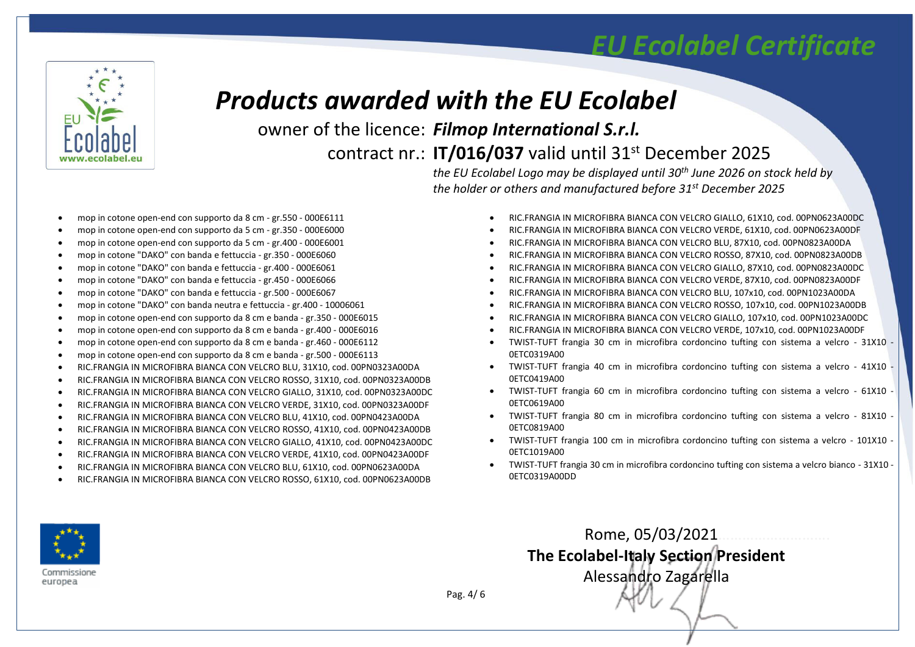# EU Ecolabel Certificate

## *Products awarded with the EU Ecolabel*

owner of the licence: ***Filmop International S.r.l.***

contract nr.: **IT/016/037** valid until 31st December 2025

*the EU Ecolabel Logo may be displayed until 30th June 2026 on stock held by the holder or others and manufactured before 31st December 2025*

- mop in cotone open-end con supporto da 8 cm - gr.550 - 000E6111
- mop in cotone open-end con supporto da 5 cm - gr.350 - 000E6000
- mop in cotone open-end con supporto da 5 cm - gr.400 - 000E6001
- mop in cotone "DAKO" con banda e fettuccia - gr.350 - 000E6060
- mop in cotone "DAKO" con banda e fettuccia - gr.400 - 000E6061
- mop in cotone "DAKO" con banda e fettuccia - gr.450 - 000E6066
- mop in cotone "DAKO" con banda e fettuccia - gr.500 - 000E6067
- mop in cotone "DAKO" con banda neutra e fettuccia - gr.400 - 10006061
- mop in cotone open-end con supporto da 8 cm e banda - gr.350 - 000E6015
- mop in cotone open-end con supporto da 8 cm e banda - gr.400 - 000E6016
- mop in cotone open-end con supporto da 8 cm e banda - gr.460 - 000E6112
- mop in cotone open-end con supporto da 8 cm e banda - gr.500 - 000E6113
- RIC.FRANGIA IN MICROFIBRA BIANCA CON VELCRO BLU, 31X10, cod. 00PN0323A00DA
- RIC.FRANGIA IN MICROFIBRA BIANCA CON VELCRO ROSSO, 31X10, cod. 00PN0323A00DB
- RIC.FRANGIA IN MICROFIBRA BIANCA CON VELCRO GIALLO, 31X10, cod. 00PN0323A00DC
- RIC.FRANGIA IN MICROFIBRA BIANCA CON VELCRO VERDE, 31X10, cod. 00PN0323A00DF
- RIC.FRANGIA IN MICROFIBRA BIANCA CON VELCRO BLU, 41X10, cod. 00PN0423A00DA
- RIC.FRANGIA IN MICROFIBRA BIANCA CON VELCRO ROSSO, 41X10, cod. 00PN0423A00DB
- RIC.FRANGIA IN MICROFIBRA BIANCA CON VELCRO GIALLO, 41X10, cod. 00PN0423A00DC
- RIC.FRANGIA IN MICROFIBRA BIANCA CON VELCRO VERDE, 41X10, cod. 00PN0423A00DF
- RIC.FRANGIA IN MICROFIBRA BIANCA CON VELCRO BLU, 61X10, cod. 00PN0623A00DA
- RIC.FRANGIA IN MICROFIBRA BIANCA CON VELCRO ROSSO, 61X10, cod. 00PN0623A00DB
- RIC.FRANGIA IN MICROFIBRA BIANCA CON VELCRO GIALLO, 61X10, cod. 00PN0623A00DC
- RIC.FRANGIA IN MICROFIBRA BIANCA CON VELCRO VERDE, 61X10, cod. 00PN0623A00DF
- RIC.FRANGIA IN MICROFIBRA BIANCA CON VELCRO BLU, 87X10, cod. 00PN0823A00DA
- RIC.FRANGIA IN MICROFIBRA BIANCA CON VELCRO ROSSO, 87X10, cod. 00PN0823A00DB
- RIC.FRANGIA IN MICROFIBRA BIANCA CON VELCRO GIALLO, 87X10, cod. 00PN0823A00DC
- RIC.FRANGIA IN MICROFIBRA BIANCA CON VELCRO VERDE, 87X10, cod. 00PN0823A00DF
- RIC.FRANGIA IN MICROFIBRA BIANCA CON VELCRO BLU, 107x10, cod. 00PN1023A00DA
- RIC.FRANGIA IN MICROFIBRA BIANCA CON VELCRO ROSSO, 107x10, cod. 00PN1023A00DB
- RIC.FRANGIA IN MICROFIBRA BIANCA CON VELCRO GIALLO, 107x10, cod. 00PN1023A00DC
- RIC.FRANGIA IN MICROFIBRA BIANCA CON VELCRO VERDE, 107x10, cod. 00PN1023A00DF
- TWIST-TUFT frangia 30 cm in microfibra cordoncino tufting con sistema a velcro - 31X10 - 0ETC0319A00
- TWIST-TUFT frangia 40 cm in microfibra cordoncino tufting con sistema a velcro - 41X10 - 0ETC0419A00
- TWIST-TUFT frangia 60 cm in microfibra cordoncino tufting con sistema a velcro - 61X10 - 0ETC0619A00
- TWIST-TUFT frangia 80 cm in microfibra cordoncino tufting con sistema a velcro - 81X10 - 0ETC0819A00
- TWIST-TUFT frangia 100 cm in microfibra cordoncino tufting con sistema a velcro - 101X10 - 0ETC1019A00
- TWIST-TUFT frangia 30 cm in microfibra cordoncino tufting con sistema a velcro bianco - 31X10 - 0ETC0319A00DD

Rome, 05/03/2021

**The Ecolabel-Italy Section President**

Alessandro Zagarella

Commissione europea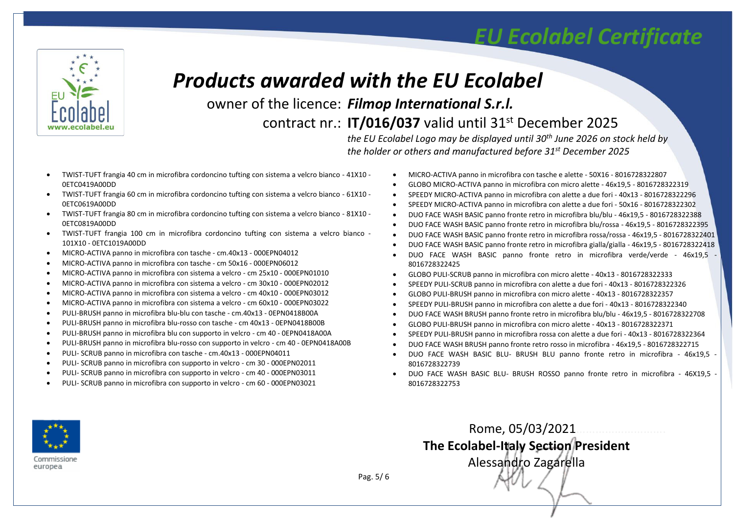# EU Ecolabel Certificate

## Products awarded with the EU Ecolabel

owner of the licence: ***Filmop International S.r.l.***

contract nr.: **IT/016/037** valid until 31st December 2025

*the EU Ecolabel Logo may be displayed until 30th June 2026 on stock held by the holder or others and manufactured before 31st December 2025*

- TWIST-TUFT frangia 40 cm in microfibra cordoncino tufting con sistema a velcro bianco - 41X10 - 0ETC0419A00DD
- TWIST-TUFT frangia 60 cm in microfibra cordoncino tufting con sistema a velcro bianco - 61X10 - 0ETC0619A00DD
- TWIST-TUFT frangia 80 cm in microfibra cordoncino tufting con sistema a velcro bianco - 81X10 - 0ETC0819A00DD
- TWIST-TUFT frangia 100 cm in microfibra cordoncino tufting con sistema a velcro bianco - 101X10 - 0ETC1019A00DD
- MICRO-ACTIVA panno in microfibra con tasche - cm.40x13 - 000EPN04012
- MICRO-ACTIVA panno in microfibra con tasche - cm 50x16 - 000EPN06012
- MICRO-ACTIVA panno in microfibra con sistema a velcro - cm 25x10 - 000EPN01010
- MICRO-ACTIVA panno in microfibra con sistema a velcro - cm 30x10 - 000EPN02012
- MICRO-ACTIVA panno in microfibra con sistema a velcro - cm 40x10 - 000EPN03012
- MICRO-ACTIVA panno in microfibra con sistema a velcro - cm 60x10 - 000EPN03022
- PULI-BRUSH panno in microfibra blu-blu con tasche - cm.40x13 - 0EPN0418B00A
- PULI-BRUSH panno in microfibra blu-rosso con tasche - cm 40x13 - 0EPN0418B00B
- PULI-BRUSH panno in microfibra blu con supporto in velcro - cm 40 - 0EPN0418A00A
- PULI-BRUSH panno in microfibra blu-rosso con supporto in velcro - cm 40 - 0EPN0418A00B
- PULI- SCRUB panno in microfibra con tasche - cm.40x13 - 000EPN04011
- PULI- SCRUB panno in microfibra con supporto in velcro - cm 30 - 000EPN02011
- PULI- SCRUB panno in microfibra con supporto in velcro - cm 40 - 000EPN03011
- PULI- SCRUB panno in microfibra con supporto in velcro - cm 60 - 000EPN03021
- MICRO-ACTIVA panno in microfibra con tasche e alette - 50X16 - 8016728322807
- GLOBO MICRO-ACTIVA panno in microfibra con micro alette - 46x19,5 - 8016728322319
- SPEEDY MICRO-ACTIVA panno in microfibra con alette a due fori - 40x13 - 8016728322296
- SPEEDY MICRO-ACTIVA panno in microfibra con alette a due fori - 50x16 - 8016728322302
- DUO FACE WASH BASIC panno fronte retro in microfibra blu/blu - 46x19,5 - 8016728322388
- DUO FACE WASH BASIC panno fronte retro in microfibra blu/rossa - 46x19,5 - 8016728322395
- DUO FACE WASH BASIC panno fronte retro in microfibra rossa/rossa - 46x19,5 - 8016728322401
- DUO FACE WASH BASIC panno fronte retro in microfibra gialla/gialla - 46x19,5 - 8016728322418
- DUO FACE WASH BASIC panno fronte retro in microfibra verde/verde - 46x19,5 - 8016728322425
- GLOBO PULI-SCRUB panno in microfibra con micro alette - 40x13 - 8016728322333
- SPEEDY PULI-SCRUB panno in microfibra con alette a due fori - 40x13 - 8016728322326
- GLOBO PULI-BRUSH panno in microfibra con micro alette - 40x13 - 8016728322357
- SPEEDY PULI-BRUSH panno in microfibra con alette a due fori - 40x13 - 8016728322340
- DUO FACE WASH BRUSH panno fronte retro in microfibra blu/blu - 46x19,5 - 8016728322708
- GLOBO PULI-BRUSH panno in microfibra con micro alette - 40x13 - 8016728322371
- SPEEDY PULI-BRUSH panno in microfibra rossa con alette a due fori - 40x13 - 8016728322364
- DUO FACE WASH BRUSH panno fronte retro rosso in microfibra - 46x19,5 - 8016728322715
- DUO FACE WASH BASIC BLU- BRUSH BLU panno fronte retro in microfibra - 46x19,5 - 8016728322739
- DUO FACE WASH BASIC BLU- BRUSH ROSSO panno fronte retro in microfibra - 46X19,5 - 8016728322753

Commissione europea

Rome, 05/03/2021

**The Ecolabel-Italy Section President**

Alessandro Zagarella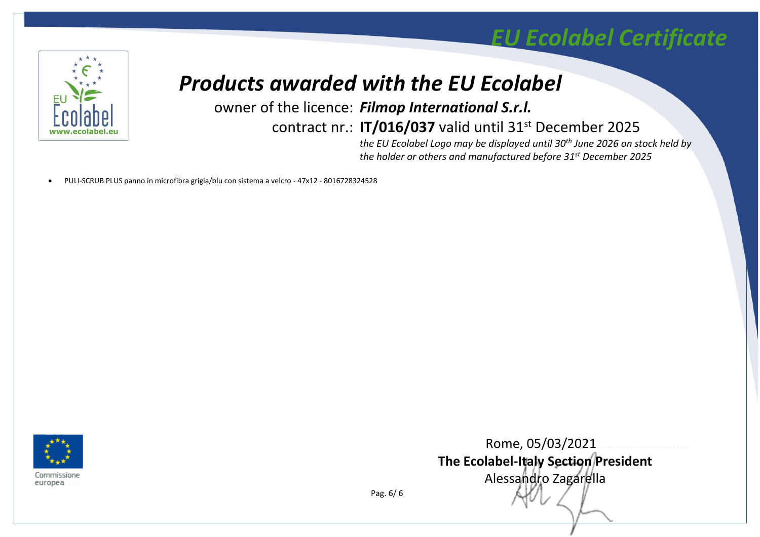# EU Ecolabel Certificate

## *Products awarded with the EU Ecolabel*

owner of the licence: ***Filmop International S.r.l.***

contract nr.: **IT/016/037** valid until 31st December 2025

*the EU Ecolabel Logo may be displayed until 30th June 2026 on stock held by the holder or others and manufactured before 31st December 2025*

- PULI-SCRUB PLUS panno in microfibra grigia/blu con sistema a velcro - 47x12 - 8016728324528

Commissione europea

Rome, 05/03/2021

**The Ecolabel-Italy Section President**

Alessandro Zagarella